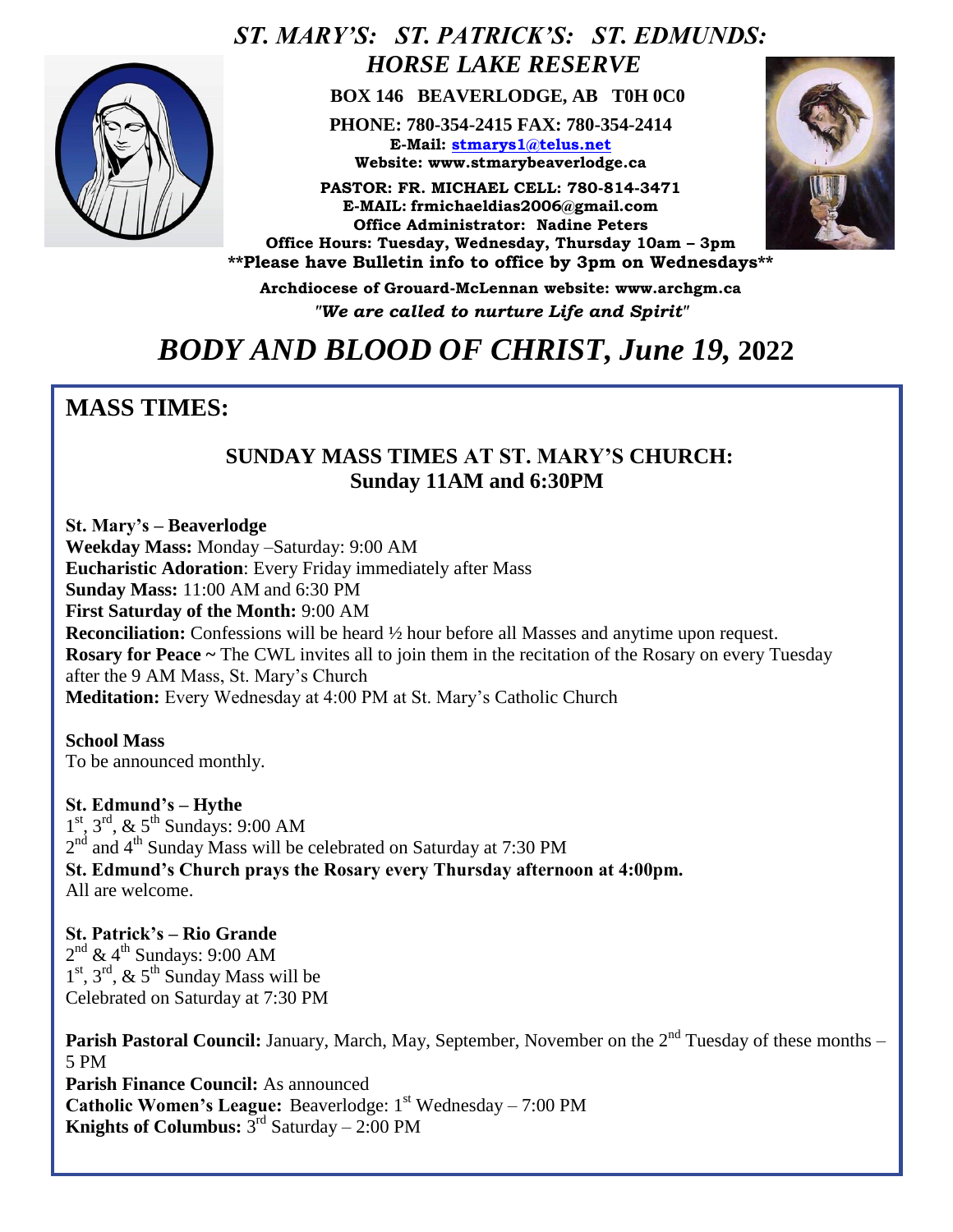# *ST. MARY'S: ST. PATRICK'S: ST. EDMUNDS: HORSE LAKE RESERVE*

**BOX 146 BEAVERLODGE, AB T0H 0C0**

**PHONE: 780-354-2415 FAX: 780-354-2414**
**E-Mail: stmarys1@telus.net**
**Website: www.stmarybeaverlodge.ca**

**PASTOR: FR. MICHAEL CELL: 780-814-3471**
**E-MAIL: frmichaeldias2006@gmail.com**
**Office Administrator: Nadine Peters**
**Office Hours: Tuesday, Wednesday, Thursday 10am – 3pm**
**\*\*Please have Bulletin info to office by 3pm on Wednesdays\*\***

**Archdiocese of Grouard-McLennan website: www.archgm.ca**
***"We are called to nurture Life and Spirit"***

# *BODY AND BLOOD OF CHRIST, June 19,* 2022

## MASS TIMES:

### SUNDAY MASS TIMES AT ST. MARY'S CHURCH: Sunday 11AM and 6:30PM

**St. Mary's – Beaverlodge**
**Weekday Mass:** Monday –Saturday: 9:00 AM
**Eucharistic Adoration**: Every Friday immediately after Mass
**Sunday Mass:** 11:00 AM and 6:30 PM
**First Saturday of the Month:** 9:00 AM
**Reconciliation:** Confessions will be heard ½ hour before all Masses and anytime upon request.
**Rosary for Peace ~** The CWL invites all to join them in the recitation of the Rosary on every Tuesday after the 9 AM Mass, St. Mary's Church
**Meditation:** Every Wednesday at 4:00 PM at St. Mary's Catholic Church

**School Mass**
To be announced monthly.

**St. Edmund's – Hythe**
1st, 3rd, & 5th Sundays: 9:00 AM
2nd and 4th Sunday Mass will be celebrated on Saturday at 7:30 PM
**St. Edmund's Church prays the Rosary every Thursday afternoon at 4:00pm.**
All are welcome.

**St. Patrick's – Rio Grande**
2nd & 4th Sundays: 9:00 AM
1st, 3rd, & 5th Sunday Mass will be
Celebrated on Saturday at 7:30 PM

**Parish Pastoral Council:** January, March, May, September, November on the 2nd Tuesday of these months – 5 PM
**Parish Finance Council:** As announced
**Catholic Women's League:** Beaverlodge: 1st Wednesday – 7:00 PM
**Knights of Columbus:** 3rd Saturday – 2:00 PM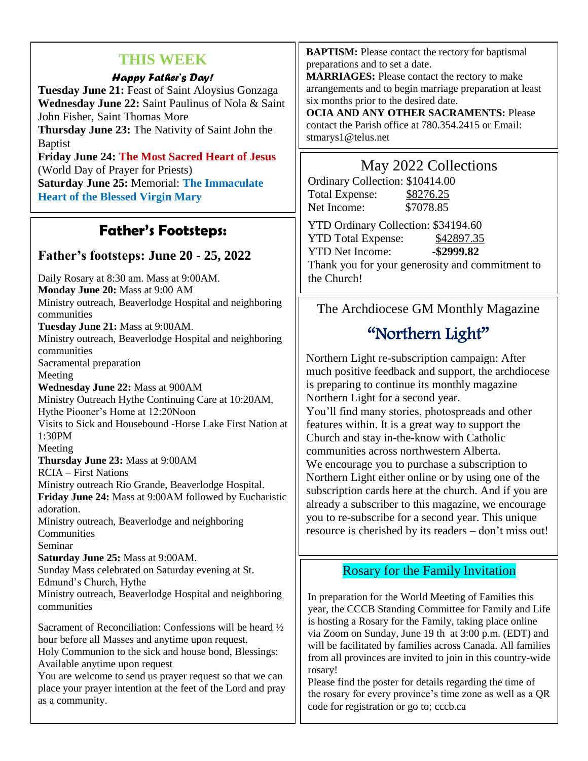## THIS WEEK

***Happy Father's Day!***

**Tuesday June 21:** Feast of Saint Aloysius Gonzaga
**Wednesday June 22:** Saint Paulinus of Nola & Saint John Fisher, Saint Thomas More
**Thursday June 23:** The Nativity of Saint John the Baptist
**Friday June 24:** **The Most Sacred Heart of Jesus** (World Day of Prayer for Priests)
**Saturday June 25:** Memorial: **The Immaculate Heart of the Blessed Virgin Mary**

## Father's Footsteps:

### Father's footsteps: June 20 - 25, 2022

Daily Rosary at 8:30 am. Mass at 9:00AM.
**Monday June 20:** Mass at 9:00 AM
Ministry outreach, Beaverlodge Hospital and neighboring communities
**Tuesday June 21:** Mass at 9:00AM.
Ministry outreach, Beaverlodge Hospital and neighboring communities
Sacramental preparation
Meeting
**Wednesday June 22:** Mass at 900AM
Ministry Outreach Hythe Continuing Care at 10:20AM, Hythe Piooner's Home at 12:20Noon
Visits to Sick and Housebound -Horse Lake First Nation at 1:30PM
Meeting
**Thursday June 23:** Mass at 9:00AM
RCIA – First Nations
Ministry outreach Rio Grande, Beaverlodge Hospital.
**Friday June 24:** Mass at 9:00AM followed by Eucharistic adoration.
Ministry outreach, Beaverlodge and neighboring Communities
Seminar
**Saturday June 25:** Mass at 9:00AM.
Sunday Mass celebrated on Saturday evening at St. Edmund's Church, Hythe
Ministry outreach, Beaverlodge Hospital and neighboring communities

Sacrament of Reconciliation: Confessions will be heard ½ hour before all Masses and anytime upon request.
Holy Communion to the sick and house bond, Blessings: Available anytime upon request
You are welcome to send us prayer request so that we can place your prayer intention at the feet of the Lord and pray as a community.

**BAPTISM:** Please contact the rectory for baptismal preparations and to set a date.
**MARRIAGES:** Please contact the rectory to make arrangements and to begin marriage preparation at least six months prior to the desired date.
**OCIA AND ANY OTHER SACRAMENTS:** Please contact the Parish office at 780.354.2415 or Email: stmarys1@telus.net

## May 2022 Collections

Ordinary Collection: $10414.00
Total Expense: $8276.25
Net Income: $7078.85

YTD Ordinary Collection: $34194.60
YTD Total Expense: $42897.35
YTD Net Income: **-$2999.82**
Thank you for your generosity and commitment to the Church!

The Archdiocese GM Monthly Magazine

## "Northern Light"

Northern Light re-subscription campaign: After much positive feedback and support, the archdiocese is preparing to continue its monthly magazine Northern Light for a second year.
You'll find many stories, photospreads and other features within. It is a great way to support the Church and stay in-the-know with Catholic communities across northwestern Alberta.
We encourage you to purchase a subscription to Northern Light either online or by using one of the subscription cards here at the church. And if you are already a subscriber to this magazine, we encourage you to re-subscribe for a second year. This unique resource is cherished by its readers – don't miss out!

## Rosary for the Family Invitation

In preparation for the World Meeting of Families this year, the CCCB Standing Committee for Family and Life is hosting a Rosary for the Family, taking place online via Zoom on Sunday, June 19 th at 3:00 p.m. (EDT) and will be facilitated by families across Canada. All families from all provinces are invited to join in this country-wide rosary!
Please find the poster for details regarding the time of the rosary for every province's time zone as well as a QR code for registration or go to; cccb.ca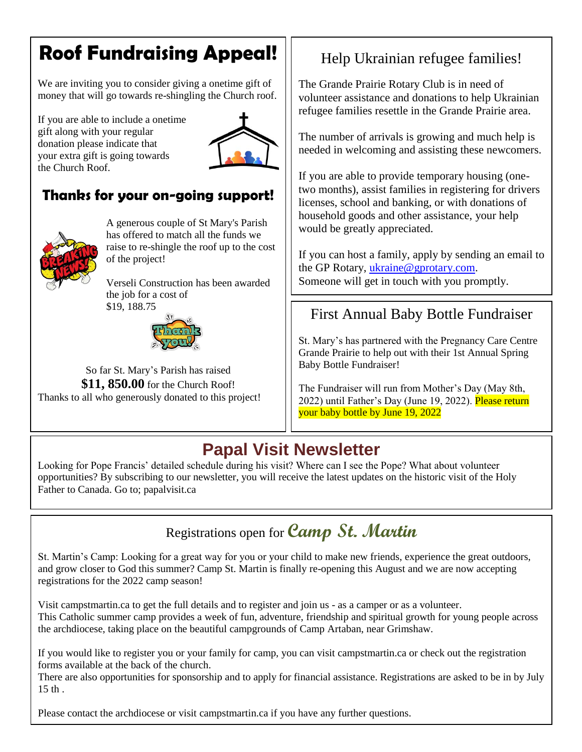# Roof Fundraising Appeal!

We are inviting you to consider giving a onetime gift of money that will go towards re-shingling the Church roof.

If you are able to include a onetime gift along with your regular donation please indicate that your extra gift is going towards the Church Roof.

## Thanks for your on-going support!

A generous couple of St Mary's Parish has offered to match all the funds we raise to re-shingle the roof up to the cost of the project!

Verseli Construction has been awarded the job for a cost of $19, 188.75

So far St. Mary's Parish has raised **$11, 850.00** for the Church Roof!
Thanks to all who generously donated to this project!

## Help Ukrainian refugee families!

The Grande Prairie Rotary Club is in need of volunteer assistance and donations to help Ukrainian refugee families resettle in the Grande Prairie area.

The number of arrivals is growing and much help is needed in welcoming and assisting these newcomers.

If you are able to provide temporary housing (one-two months), assist families in registering for drivers licenses, school and banking, or with donations of household goods and other assistance, your help would be greatly appreciated.

If you can host a family, apply by sending an email to the GP Rotary, ukraine@gprotary.com.
Someone will get in touch with you promptly.

## First Annual Baby Bottle Fundraiser

St. Mary's has partnered with the Pregnancy Care Centre Grande Prairie to help out with their 1st Annual Spring Baby Bottle Fundraiser!

The Fundraiser will run from Mother's Day (May 8th, 2022) until Father's Day (June 19, 2022). Please return your baby bottle by June 19, 2022

## Papal Visit Newsletter

Looking for Pope Francis' detailed schedule during his visit? Where can I see the Pope? What about volunteer opportunities? By subscribing to our newsletter, you will receive the latest updates on the historic visit of the Holy Father to Canada. Go to; papalvisit.ca

## Registrations open for *Camp St. Martin*

St. Martin's Camp: Looking for a great way for you or your child to make new friends, experience the great outdoors, and grow closer to God this summer? Camp St. Martin is finally re-opening this August and we are now accepting registrations for the 2022 camp season!

Visit campstmartin.ca to get the full details and to register and join us - as a camper or as a volunteer.
This Catholic summer camp provides a week of fun, adventure, friendship and spiritual growth for young people across the archdiocese, taking place on the beautiful campgrounds of Camp Artaban, near Grimshaw.

If you would like to register you or your family for camp, you can visit campstmartin.ca or check out the registration forms available at the back of the church.
There are also opportunities for sponsorship and to apply for financial assistance. Registrations are asked to be in by July 15 th .

Please contact the archdiocese or visit campstmartin.ca if you have any further questions.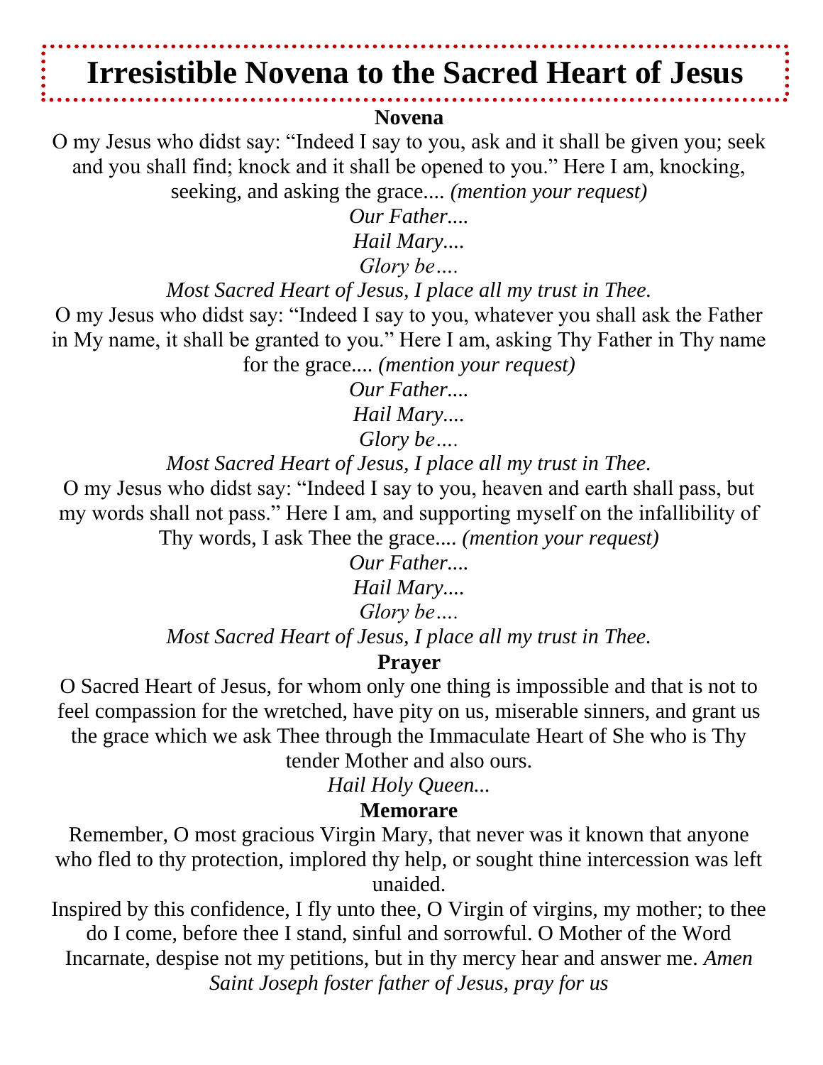# Irresistible Novena to the Sacred Heart of Jesus

**Novena**

O my Jesus who didst say: "Indeed I say to you, ask and it shall be given you; seek and you shall find; knock and it shall be opened to you." Here I am, knocking, seeking, and asking the grace.... *(mention your request)*

*Our Father....*

*Hail Mary....*

*Glory be….*

*Most Sacred Heart of Jesus, I place all my trust in Thee.*

O my Jesus who didst say: "Indeed I say to you, whatever you shall ask the Father in My name, it shall be granted to you." Here I am, asking Thy Father in Thy name for the grace.... *(mention your request)*

*Our Father....*

*Hail Mary....*

*Glory be….*

*Most Sacred Heart of Jesus, I place all my trust in Thee.*

O my Jesus who didst say: "Indeed I say to you, heaven and earth shall pass, but my words shall not pass." Here I am, and supporting myself on the infallibility of Thy words, I ask Thee the grace.... *(mention your request)*

*Our Father....*

*Hail Mary....*

*Glory be….*

*Most Sacred Heart of Jesus, I place all my trust in Thee.*

**Prayer**

O Sacred Heart of Jesus, for whom only one thing is impossible and that is not to feel compassion for the wretched, have pity on us, miserable sinners, and grant us the grace which we ask Thee through the Immaculate Heart of She who is Thy tender Mother and also ours.

*Hail Holy Queen...*

**Memorare**

Remember, O most gracious Virgin Mary, that never was it known that anyone who fled to thy protection, implored thy help, or sought thine intercession was left unaided.

Inspired by this confidence, I fly unto thee, O Virgin of virgins, my mother; to thee do I come, before thee I stand, sinful and sorrowful. O Mother of the Word Incarnate, despise not my petitions, but in thy mercy hear and answer me. *Amen*

*Saint Joseph foster father of Jesus, pray for us*